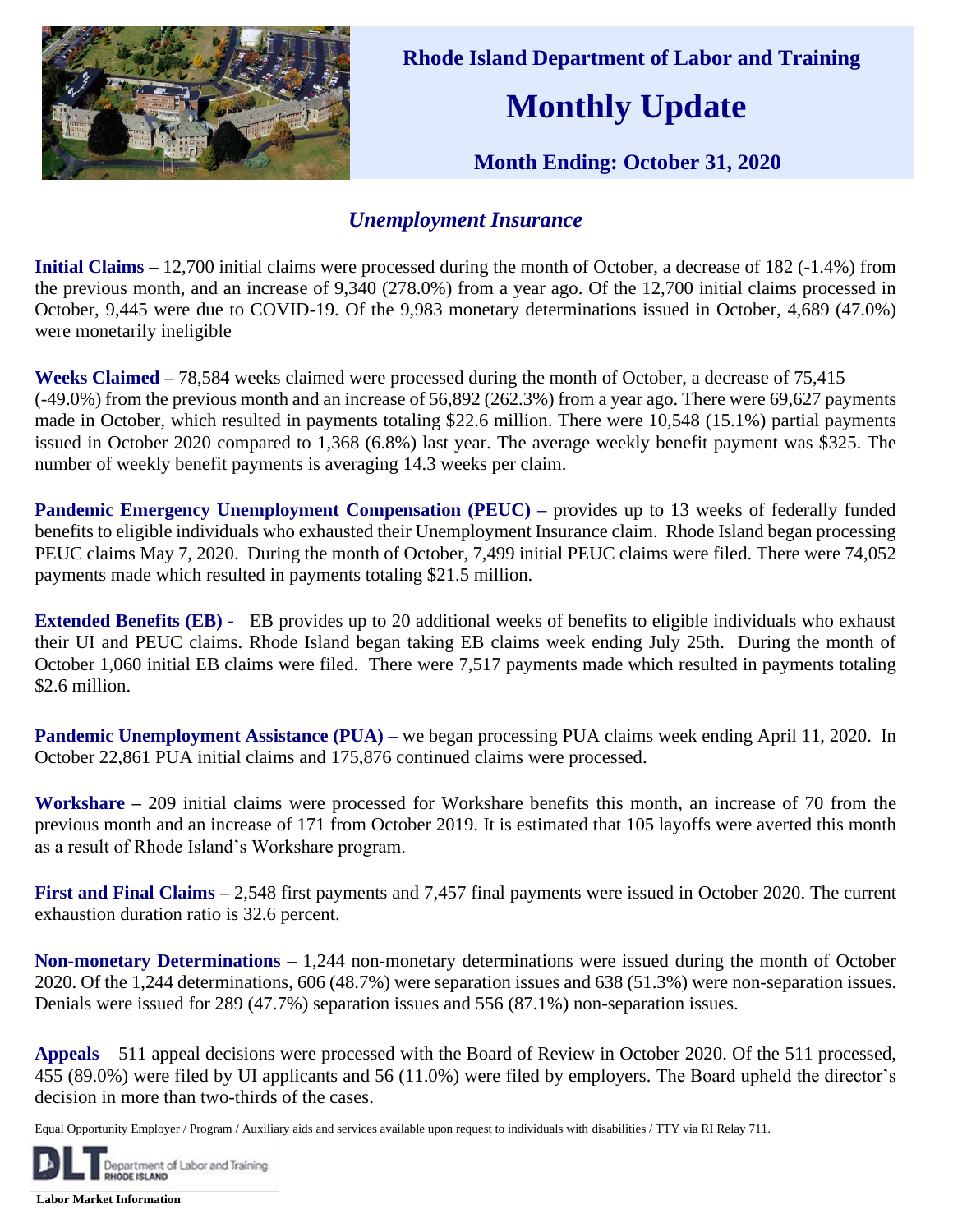**Rhode Island Department of Labor and Training**

# Monthly Update

**Month Ending: October 31, 2020**

## *Unemployment Insurance*

**Initial Claims** – 12,700 initial claims were processed during the month of October, a decrease of 182 (-1.4%) from the previous month, and an increase of 9,340 (278.0%) from a year ago. Of the 12,700 initial claims processed in October, 9,445 were due to COVID-19. Of the 9,983 monetary determinations issued in October, 4,689 (47.0%) were monetarily ineligible

**Weeks Claimed** – 78,584 weeks claimed were processed during the month of October, a decrease of 75,415 (-49.0%) from the previous month and an increase of 56,892 (262.3%) from a year ago. There were 69,627 payments made in October, which resulted in payments totaling $22.6 million. There were 10,548 (15.1%) partial payments issued in October 2020 compared to 1,368 (6.8%) last year. The average weekly benefit payment was $325. The number of weekly benefit payments is averaging 14.3 weeks per claim.

**Pandemic Emergency Unemployment Compensation (PEUC)** – provides up to 13 weeks of federally funded benefits to eligible individuals who exhausted their Unemployment Insurance claim. Rhode Island began processing PEUC claims May 7, 2020. During the month of October, 7,499 initial PEUC claims were filed. There were 74,052 payments made which resulted in payments totaling $21.5 million.

**Extended Benefits (EB)** - EB provides up to 20 additional weeks of benefits to eligible individuals who exhaust their UI and PEUC claims. Rhode Island began taking EB claims week ending July 25th. During the month of October 1,060 initial EB claims were filed. There were 7,517 payments made which resulted in payments totaling $2.6 million.

**Pandemic Unemployment Assistance (PUA)** – we began processing PUA claims week ending April 11, 2020. In October 22,861 PUA initial claims and 175,876 continued claims were processed.

**Workshare** – 209 initial claims were processed for Workshare benefits this month, an increase of 70 from the previous month and an increase of 171 from October 2019. It is estimated that 105 layoffs were averted this month as a result of Rhode Island's Workshare program.

**First and Final Claims** – 2,548 first payments and 7,457 final payments were issued in October 2020. The current exhaustion duration ratio is 32.6 percent.

**Non-monetary Determinations** – 1,244 non-monetary determinations were issued during the month of October 2020. Of the 1,244 determinations, 606 (48.7%) were separation issues and 638 (51.3%) were non-separation issues. Denials were issued for 289 (47.7%) separation issues and 556 (87.1%) non-separation issues.

**Appeals** – 511 appeal decisions were processed with the Board of Review in October 2020. Of the 511 processed, 455 (89.0%) were filed by UI applicants and 56 (11.0%) were filed by employers. The Board upheld the director's decision in more than two-thirds of the cases.

Equal Opportunity Employer / Program / Auxiliary aids and services available upon request to individuals with disabilities / TTY via RI Relay 711.

DLT Department of Labor and Training RHODE ISLAND

**Labor Market Information**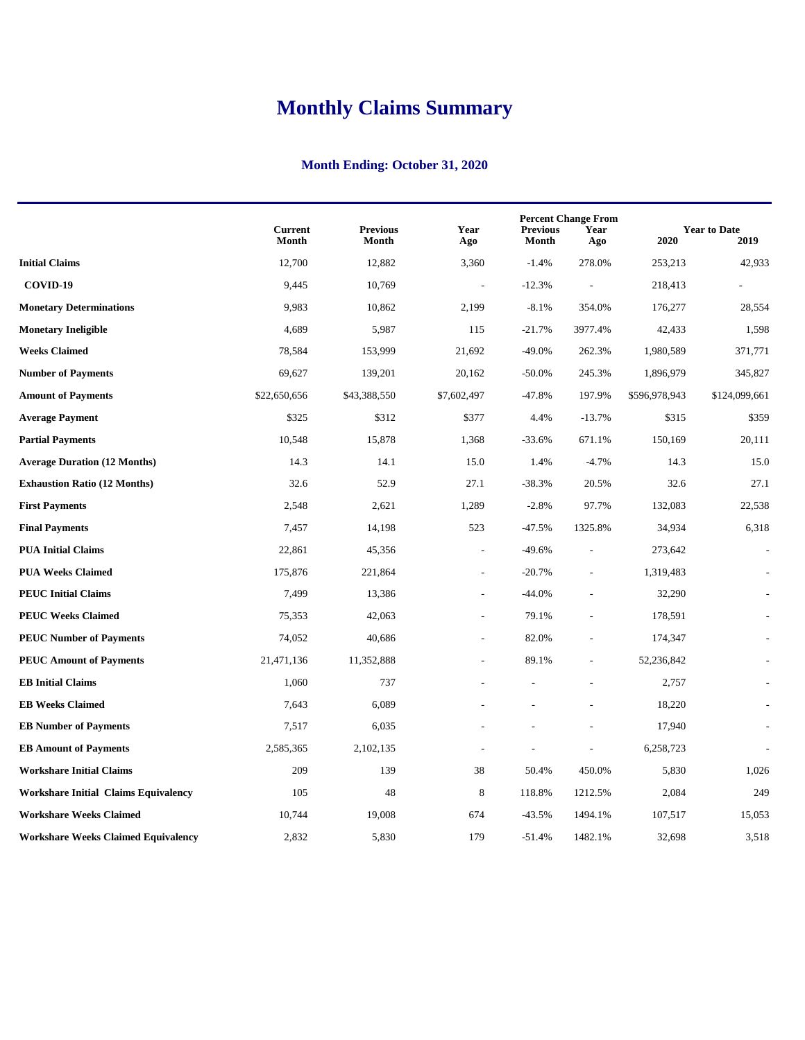# Monthly Claims Summary

## Month Ending: October 31, 2020

| | Current Month | Previous Month | Year Ago | Percent Change From Previous Month | Percent Change From Year Ago | Year to Date 2020 | Year to Date 2019 |
|---|---|---|---|---|---|---|---|
| **Initial Claims** | 12,700 | 12,882 | 3,360 | -1.4% | 278.0% | 253,213 | 42,933 |
| **COVID-19** | 9,445 | 10,769 | - | -12.3% | - | 218,413 | - |
| **Monetary Determinations** | 9,983 | 10,862 | 2,199 | -8.1% | 354.0% | 176,277 | 28,554 |
| **Monetary Ineligible** | 4,689 | 5,987 | 115 | -21.7% | 3977.4% | 42,433 | 1,598 |
| **Weeks Claimed** | 78,584 | 153,999 | 21,692 | -49.0% | 262.3% | 1,980,589 | 371,771 |
| **Number of Payments** | 69,627 | 139,201 | 20,162 | -50.0% | 245.3% | 1,896,979 | 345,827 |
| **Amount of Payments** | $22,650,656 | $43,388,550 | $7,602,497 | -47.8% | 197.9% | $596,978,943 | $124,099,661 |
| **Average Payment** | $325 | $312 | $377 | 4.4% | -13.7% | $315 | $359 |
| **Partial Payments** | 10,548 | 15,878 | 1,368 | -33.6% | 671.1% | 150,169 | 20,111 |
| **Average Duration (12 Months)** | 14.3 | 14.1 | 15.0 | 1.4% | -4.7% | 14.3 | 15.0 |
| **Exhaustion Ratio (12 Months)** | 32.6 | 52.9 | 27.1 | -38.3% | 20.5% | 32.6 | 27.1 |
| **First Payments** | 2,548 | 2,621 | 1,289 | -2.8% | 97.7% | 132,083 | 22,538 |
| **Final Payments** | 7,457 | 14,198 | 523 | -47.5% | 1325.8% | 34,934 | 6,318 |
| **PUA Initial Claims** | 22,861 | 45,356 | - | -49.6% | - | 273,642 | - |
| **PUA Weeks Claimed** | 175,876 | 221,864 | - | -20.7% | - | 1,319,483 | - |
| **PEUC Initial Claims** | 7,499 | 13,386 | - | -44.0% | - | 32,290 | - |
| **PEUC Weeks Claimed** | 75,353 | 42,063 | - | 79.1% | - | 178,591 | - |
| **PEUC Number of Payments** | 74,052 | 40,686 | - | 82.0% | - | 174,347 | - |
| **PEUC Amount of Payments** | 21,471,136 | 11,352,888 | - | 89.1% | - | 52,236,842 | - |
| **EB Initial Claims** | 1,060 | 737 | - | - | - | 2,757 | - |
| **EB Weeks Claimed** | 7,643 | 6,089 | - | - | - | 18,220 | - |
| **EB Number of Payments** | 7,517 | 6,035 | - | - | - | 17,940 | - |
| **EB Amount of Payments** | 2,585,365 | 2,102,135 | - | - | - | 6,258,723 | - |
| **Workshare Initial Claims** | 209 | 139 | 38 | 50.4% | 450.0% | 5,830 | 1,026 |
| **Workshare Initial Claims Equivalency** | 105 | 48 | 8 | 118.8% | 1212.5% | 2,084 | 249 |
| **Workshare Weeks Claimed** | 10,744 | 19,008 | 674 | -43.5% | 1494.1% | 107,517 | 15,053 |
| **Workshare Weeks Claimed Equivalency** | 2,832 | 5,830 | 179 | -51.4% | 1482.1% | 32,698 | 3,518 |